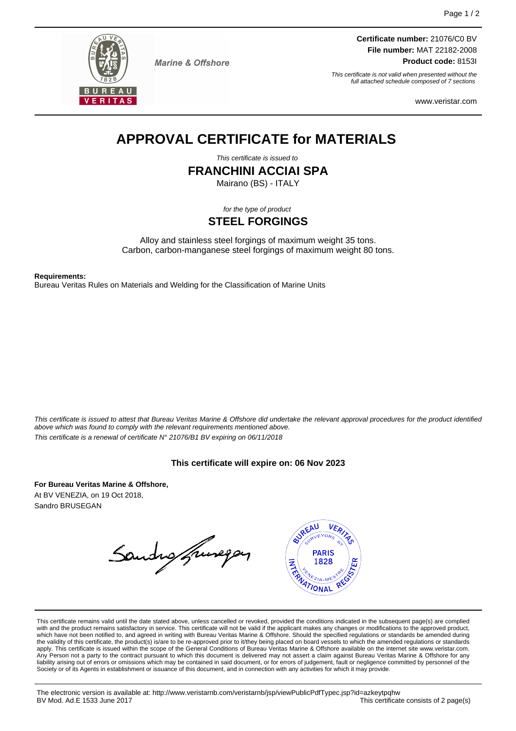Marine & Offshore

**Certificate number:** 21076/C0 BV
**File number:** MAT 22182-2008
**Product code:** 8153I

*This certificate is not valid when presented without the full attached schedule composed of 7 sections*

www.veristar.com

# APPROVAL CERTIFICATE for MATERIALS

*This certificate is issued to*

## FRANCHINI ACCIAI SPA

Mairano (BS) - ITALY

*for the type of product*

## STEEL FORGINGS

Alloy and stainless steel forgings of maximum weight 35 tons.
Carbon, carbon-manganese steel forgings of maximum weight 80 tons.

**Requirements:**
Bureau Veritas Rules on Materials and Welding for the Classification of Marine Units

*This certificate is issued to attest that Bureau Veritas Marine & Offshore did undertake the relevant approval procedures for the product identified above which was found to comply with the relevant requirements mentioned above.*
*This certificate is a renewal of certificate N° 21076/B1 BV expiring on 06/11/2018*

**This certificate will expire on: 06 Nov 2023**

**For Bureau Veritas Marine & Offshore,**
At BV VENEZIA, on 19 Oct 2018,
Sandro BRUSEGAN

This certificate remains valid until the date stated above, unless cancelled or revoked, provided the conditions indicated in the subsequent page(s) are complied with and the product remains satisfactory in service. This certificate will not be valid if the applicant makes any changes or modifications to the approved product, which have not been notified to, and agreed in writing with Bureau Veritas Marine & Offshore. Should the specified regulations or standards be amended during the validity of this certificate, the product(s) is/are to be re-approved prior to it/they being placed on board vessels to which the amended regulations or standards apply. This certificate is issued within the scope of the General Conditions of Bureau Veritas Marine & Offshore available on the internet site www.veristar.com. Any Person not a party to the contract pursuant to which this document is delivered may not assert a claim against Bureau Veritas Marine & Offshore for any liability arising out of errors or omissions which may be contained in said document, or for errors of judgement, fault or negligence committed by personnel of the Society or of its Agents in establishment or issuance of this document, and in connection with any activities for which it may provide.

The electronic version is available at: http://www.veristarnb.com/veristarnb/jsp/viewPublicPdfTypec.jsp?id=azkeytpqhw
BV Mod. Ad.E 1533 June 2017

This certificate consists of 2 page(s)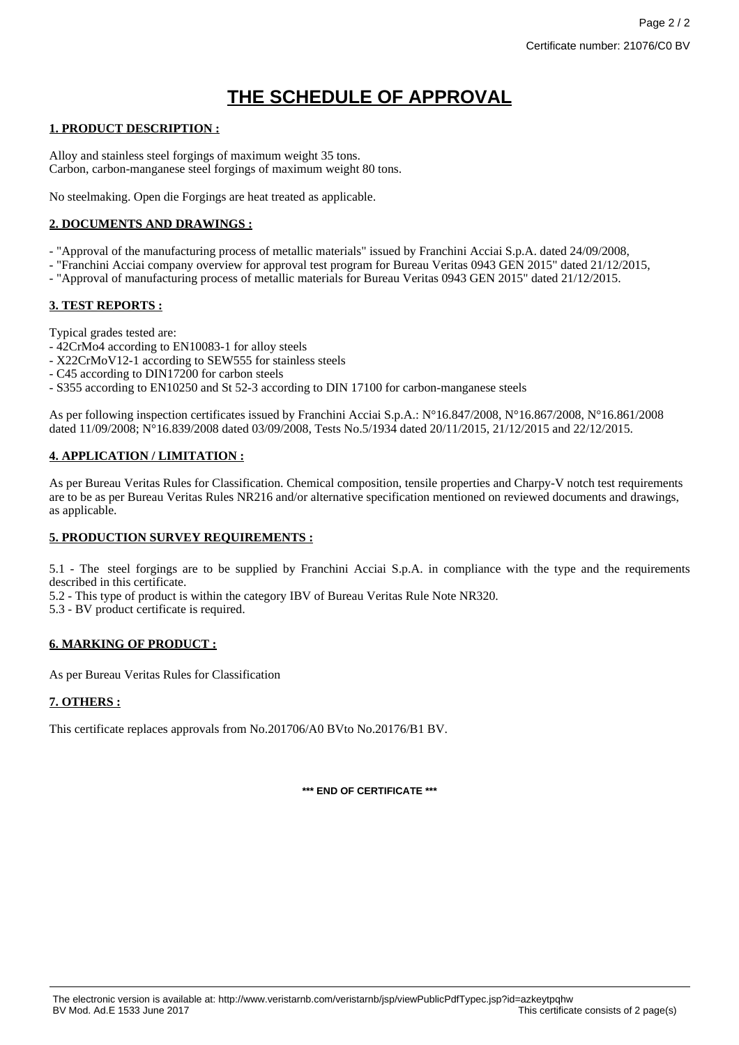Certificate number: 21076/C0 BV

# THE SCHEDULE OF APPROVAL

## 1. PRODUCT DESCRIPTION :

Alloy and stainless steel forgings of maximum weight 35 tons.
Carbon, carbon-manganese steel forgings of maximum weight 80 tons.

No steelmaking. Open die Forgings are heat treated as applicable.

## 2. DOCUMENTS AND DRAWINGS :

- "Approval of the manufacturing process of metallic materials" issued by Franchini Acciai S.p.A. dated 24/09/2008,
- "Franchini Acciai company overview for approval test program for Bureau Veritas 0943 GEN 2015" dated 21/12/2015,
- "Approval of manufacturing process of metallic materials for Bureau Veritas 0943 GEN 2015" dated 21/12/2015.

## 3. TEST REPORTS :

Typical grades tested are:

- 42CrMo4 according to EN10083-1 for alloy steels
- X22CrMoV12-1 according to SEW555 for stainless steels
- C45 according to DIN17200 for carbon steels
- S355 according to EN10250 and St 52-3 according to DIN 17100 for carbon-manganese steels

As per following inspection certificates issued by Franchini Acciai S.p.A.: N°16.847/2008, N°16.867/2008, N°16.861/2008 dated 11/09/2008; N°16.839/2008 dated 03/09/2008, Tests No.5/1934 dated 20/11/2015, 21/12/2015 and 22/12/2015.

## 4. APPLICATION / LIMITATION :

As per Bureau Veritas Rules for Classification. Chemical composition, tensile properties and Charpy-V notch test requirements are to be as per Bureau Veritas Rules NR216 and/or alternative specification mentioned on reviewed documents and drawings, as applicable.

## 5. PRODUCTION SURVEY REQUIREMENTS :

5.1 - The steel forgings are to be supplied by Franchini Acciai S.p.A. in compliance with the type and the requirements described in this certificate.
5.2 - This type of product is within the category IBV of Bureau Veritas Rule Note NR320.
5.3 - BV product certificate is required.

## 6. MARKING OF PRODUCT :

As per Bureau Veritas Rules for Classification

## 7. OTHERS :

This certificate replaces approvals from No.201706/A0 BVto No.20176/B1 BV.

**\*\*\* END OF CERTIFICATE \*\*\***

The electronic version is available at: http://www.veristarnb.com/veristarnb/jsp/viewPublicPdfTypec.jsp?id=azkeytpqhw
BV Mod. Ad.E 1533 June 2017

This certificate consists of 2 page(s)